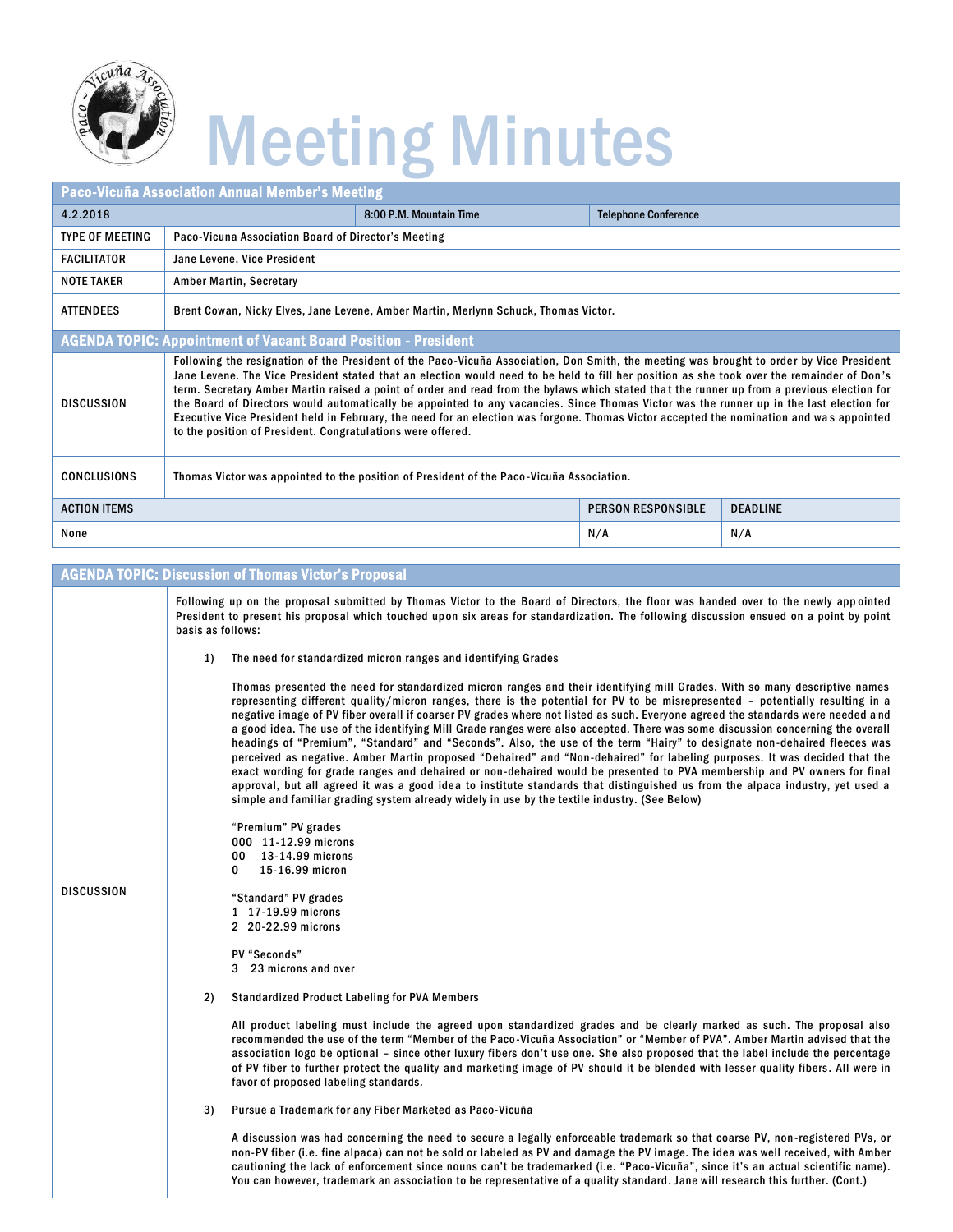# Meeting Minutes

| Paco-Vicuña Association Annual Member's Meeting | | | |
|---|---|---|---|
| 4.2.2018 | 8:00 P.M. Mountain Time | Telephone Conference | |
| TYPE OF MEETING | Paco-Vicuna Association Board of Director's Meeting | | |
| FACILITATOR | Jane Levene, Vice President | | |
| NOTE TAKER | Amber Martin, Secretary | | |
| ATTENDEES | Brent Cowan, Nicky Elves, Jane Levene, Amber Martin, Merlynn Schuck, Thomas Victor. | | |

## AGENDA TOPIC: Appointment of Vacant Board Position - President

**DISCUSSION**

Following the resignation of the President of the Paco-Vicuña Association, Don Smith, the meeting was brought to order by Vice President Jane Levene. The Vice President stated that an election would need to be held to fill her position as she took over the remainder of Don's term. Secretary Amber Martin raised a point of order and read from the bylaws which stated that the runner up from a previous election for the Board of Directors would automatically be appointed to any vacancies. Since Thomas Victor was the runner up in the last election for Executive Vice President held in February, the need for an election was forgone. Thomas Victor accepted the nomination and was appointed to the position of President. Congratulations were offered.

**CONCLUSIONS**

Thomas Victor was appointed to the position of President of the Paco-Vicuña Association.

| ACTION ITEMS | PERSON RESPONSIBLE | DEADLINE |
|---|---|---|
| None | N/A | N/A |

## AGENDA TOPIC: Discussion of Thomas Victor's Proposal

**DISCUSSION**

Following up on the proposal submitted by Thomas Victor to the Board of Directors, the floor was handed over to the newly appointed President to present his proposal which touched upon six areas for standardization. The following discussion ensued on a point by point basis as follows:

1) The need for standardized micron ranges and identifying Grades

   Thomas presented the need for standardized micron ranges and their identifying mill Grades. With so many descriptive names representing different quality/micron ranges, there is the potential for PV to be misrepresented – potentially resulting in a negative image of PV fiber overall if coarser PV grades where not listed as such. Everyone agreed the standards were needed and a good idea. The use of the identifying Mill Grade ranges were also accepted. There was some discussion concerning the overall headings of "Premium", "Standard" and "Seconds". Also, the use of the term "Hairy" to designate non-dehaired fleeces was perceived as negative. Amber Martin proposed "Dehaired" and "Non-dehaired" for labeling purposes. It was decided that the exact wording for grade ranges and dehaired or non-dehaired would be presented to PVA membership and PV owners for final approval, but all agreed it was a good idea to institute standards that distinguished us from the alpaca industry, yet used a simple and familiar grading system already widely in use by the textile industry. (See Below)

   "Premium" PV grades
   000 11-12.99 microns
   00 13-14.99 microns
   0 15-16.99 micron

   "Standard" PV grades
   1 17-19.99 microns
   2 20-22.99 microns

   PV "Seconds"
   3 23 microns and over

2) Standardized Product Labeling for PVA Members

   All product labeling must include the agreed upon standardized grades and be clearly marked as such. The proposal also recommended the use of the term "Member of the Paco-Vicuña Association" or "Member of PVA". Amber Martin advised that the association logo be optional – since other luxury fibers don't use one. She also proposed that the label include the percentage of PV fiber to further protect the quality and marketing image of PV should it be blended with lesser quality fibers. All were in favor of proposed labeling standards.

3) Pursue a Trademark for any Fiber Marketed as Paco-Vicuña

   A discussion was had concerning the need to secure a legally enforceable trademark so that coarse PV, non-registered PVs, or non-PV fiber (i.e. fine alpaca) can not be sold or labeled as PV and damage the PV image. The idea was well received, with Amber cautioning the lack of enforcement since nouns can't be trademarked (i.e. "Paco-Vicuña", since it's an actual scientific name). You can however, trademark an association to be representative of a quality standard. Jane will research this further. (Cont.)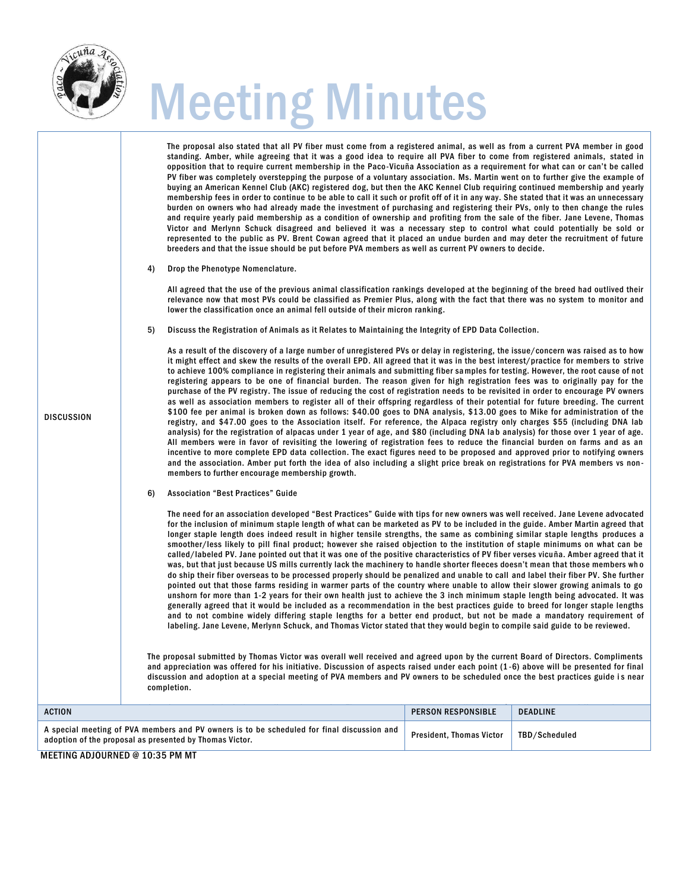# Meeting Minutes

| | |
|---|---|
| DISCUSSION | The proposal also stated that all PV fiber must come from a registered animal, as well as from a current PVA member in good standing. Amber, while agreeing that it was a good idea to require all PVA fiber to come from registered animals, stated in opposition that to require current membership in the Paco-Vicuña Association as a requirement for what can or can't be called PV fiber was completely overstepping the purpose of a voluntary association. Ms. Martin went on to further give the example of buying an American Kennel Club (AKC) registered dog, but then the AKC Kennel Club requiring continued membership and yearly membership fees in order to continue to be able to call it such or profit off of it in any way. She stated that it was an unnecessary burden on owners who had already made the investment of purchasing and registering their PVs, only to then change the rules and require yearly paid membership as a condition of ownership and profiting from the sale of the fiber. Jane Levene, Thomas Victor and Merlynn Schuck disagreed and believed it was a necessary step to control what could potentially be sold or represented to the public as PV. Brent Cowan agreed that it placed an undue burden and may deter the recruitment of future breeders and that the issue should be put before PVA members as well as current PV owners to decide.<br><br>4) Drop the Phenotype Nomenclature.<br><br>All agreed that the use of the previous animal classification rankings developed at the beginning of the breed had outlived their relevance now that most PVs could be classified as Premier Plus, along with the fact that there was no system to monitor and lower the classification once an animal fell outside of their micron ranking.<br><br>5) Discuss the Registration of Animals as it Relates to Maintaining the Integrity of EPD Data Collection.<br><br>As a result of the discovery of a large number of unregistered PVs or delay in registering, the issue/concern was raised as to how it might effect and skew the results of the overall EPD. All agreed that it was in the best interest/practice for members to strive to achieve 100% compliance in registering their animals and submitting fiber samples for testing. However, the root cause of not registering appears to be one of financial burden. The reason given for high registration fees was to originally pay for the purchase of the PV registry. The issue of reducing the cost of registration needs to be revisited in order to encourage PV owners as well as association members to register all of their offspring regardless of their potential for future breeding. The current \$100 fee per animal is broken down as follows: \$40.00 goes to DNA analysis, \$13.00 goes to Mike for administration of the registry, and \$47.00 goes to the Association itself. For reference, the Alpaca registry only charges \$55 (including DNA lab analysis) for the registration of alpacas under 1 year of age, and \$80 (including DNA lab analysis) for those over 1 year of age. All members were in favor of revisiting the lowering of registration fees to reduce the financial burden on farms and as an incentive to more complete EPD data collection. The exact figures need to be proposed and approved prior to notifying owners and the association. Amber put forth the idea of also including a slight price break on registrations for PVA members vs non-members to further encourage membership growth.<br><br>6) Association "Best Practices" Guide<br><br>The need for an association developed "Best Practices" Guide with tips for new owners was well received. Jane Levene advocated for the inclusion of minimum staple length of what can be marketed as PV to be included in the guide. Amber Martin agreed that longer staple length does indeed result in higher tensile strengths, the same as combining similar staple lengths produces a smoother/less likely to pill final product; however she raised objection to the institution of staple minimums on what can be called/labeled PV. Jane pointed out that it was one of the positive characteristics of PV fiber verses vicuña. Amber agreed that it was, but that just because US mills currently lack the machinery to handle shorter fleeces doesn't mean that those members who do ship their fiber overseas to be processed properly should be penalized and unable to call and label their fiber PV. She further pointed out that those farms residing in warmer parts of the country where unable to allow their slower growing animals to go unshorn for more than 1-2 years for their own health just to achieve the 3 inch minimum staple length being advocated. It was generally agreed that it would be included as a recommendation in the best practices guide to breed for longer staple lengths and to not combine widely differing staple lengths for a better end product, but not be made a mandatory requirement of labeling. Jane Levene, Merlynn Schuck, and Thomas Victor stated that they would begin to compile said guide to be reviewed.<br><br>The proposal submitted by Thomas Victor was overall well received and agreed upon by the current Board of Directors. Compliments and appreciation was offered for his initiative. Discussion of aspects raised under each point (1-6) above will be presented for final discussion and adoption at a special meeting of PVA members and PV owners to be scheduled once the best practices guide is near completion. |

| ACTION | PERSON RESPONSIBLE | DEADLINE |
|---|---|---|
| A special meeting of PVA members and PV owners is to be scheduled for final discussion and adoption of the proposal as presented by Thomas Victor. | President, Thomas Victor | TBD/Scheduled |

MEETING ADJOURNED @ 10:35 PM MT